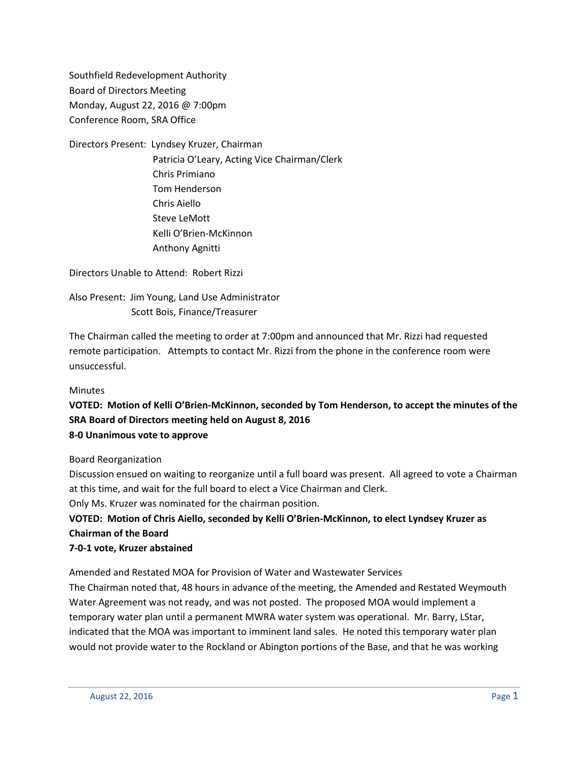Southfield Redevelopment Authority
Board of Directors Meeting
Monday, August 22, 2016 @ 7:00pm
Conference Room, SRA Office

Directors Present: Lyndsey Kruzer, Chairman
Patricia O'Leary, Acting Vice Chairman/Clerk
Chris Primiano
Tom Henderson
Chris Aiello
Steve LeMott
Kelli O'Brien-McKinnon
Anthony Agnitti

Directors Unable to Attend: Robert Rizzi

Also Present: Jim Young, Land Use Administrator
Scott Bois, Finance/Treasurer

The Chairman called the meeting to order at 7:00pm and announced that Mr. Rizzi had requested remote participation. Attempts to contact Mr. Rizzi from the phone in the conference room were unsuccessful.

Minutes

**VOTED: Motion of Kelli O'Brien-McKinnon, seconded by Tom Henderson, to accept the minutes of the SRA Board of Directors meeting held on August 8, 2016**
**8-0 Unanimous vote to approve**

Board Reorganization

Discussion ensued on waiting to reorganize until a full board was present. All agreed to vote a Chairman at this time, and wait for the full board to elect a Vice Chairman and Clerk.
Only Ms. Kruzer was nominated for the chairman position.

**VOTED: Motion of Chris Aiello, seconded by Kelli O'Brien-McKinnon, to elect Lyndsey Kruzer as Chairman of the Board**
**7-0-1 vote, Kruzer abstained**

Amended and Restated MOA for Provision of Water and Wastewater Services

The Chairman noted that, 48 hours in advance of the meeting, the Amended and Restated Weymouth Water Agreement was not ready, and was not posted. The proposed MOA would implement a temporary water plan until a permanent MWRA water system was operational. Mr. Barry, LStar, indicated that the MOA was important to imminent land sales. He noted this temporary water plan would not provide water to the Rockland or Abington portions of the Base, and that he was working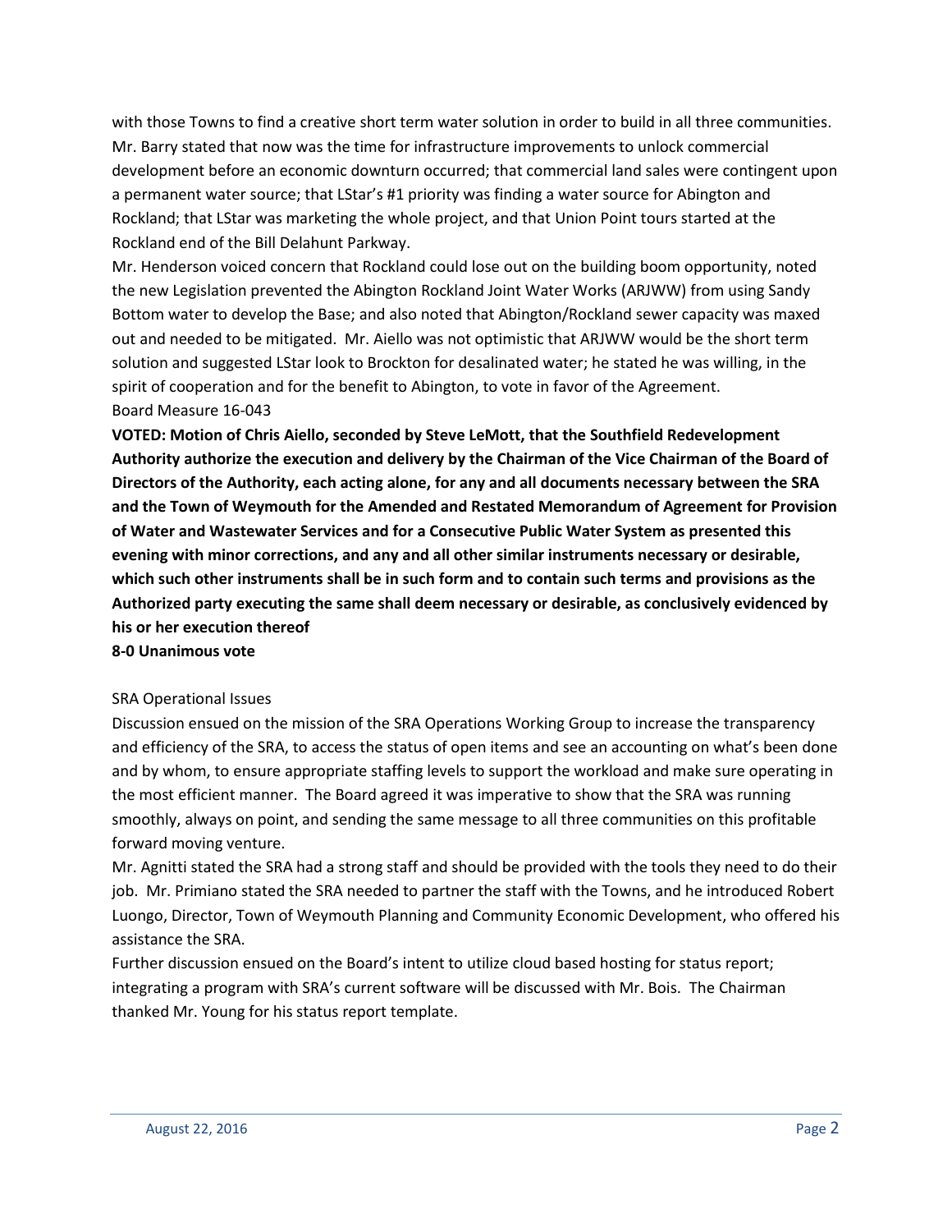with those Towns to find a creative short term water solution in order to build in all three communities. Mr. Barry stated that now was the time for infrastructure improvements to unlock commercial development before an economic downturn occurred; that commercial land sales were contingent upon a permanent water source; that LStar's #1 priority was finding a water source for Abington and Rockland; that LStar was marketing the whole project, and that Union Point tours started at the Rockland end of the Bill Delahunt Parkway.

Mr. Henderson voiced concern that Rockland could lose out on the building boom opportunity, noted the new Legislation prevented the Abington Rockland Joint Water Works (ARJWW) from using Sandy Bottom water to develop the Base; and also noted that Abington/Rockland sewer capacity was maxed out and needed to be mitigated. Mr. Aiello was not optimistic that ARJWW would be the short term solution and suggested LStar look to Brockton for desalinated water; he stated he was willing, in the spirit of cooperation and for the benefit to Abington, to vote in favor of the Agreement.

Board Measure 16-043

**VOTED: Motion of Chris Aiello, seconded by Steve LeMott, that the Southfield Redevelopment Authority authorize the execution and delivery by the Chairman of the Vice Chairman of the Board of Directors of the Authority, each acting alone, for any and all documents necessary between the SRA and the Town of Weymouth for the Amended and Restated Memorandum of Agreement for Provision of Water and Wastewater Services and for a Consecutive Public Water System as presented this evening with minor corrections, and any and all other similar instruments necessary or desirable, which such other instruments shall be in such form and to contain such terms and provisions as the Authorized party executing the same shall deem necessary or desirable, as conclusively evidenced by his or her execution thereof**

**8-0 Unanimous vote**

SRA Operational Issues

Discussion ensued on the mission of the SRA Operations Working Group to increase the transparency and efficiency of the SRA, to access the status of open items and see an accounting on what's been done and by whom, to ensure appropriate staffing levels to support the workload and make sure operating in the most efficient manner. The Board agreed it was imperative to show that the SRA was running smoothly, always on point, and sending the same message to all three communities on this profitable forward moving venture.

Mr. Agnitti stated the SRA had a strong staff and should be provided with the tools they need to do their job. Mr. Primiano stated the SRA needed to partner the staff with the Towns, and he introduced Robert Luongo, Director, Town of Weymouth Planning and Community Economic Development, who offered his assistance the SRA.

Further discussion ensued on the Board's intent to utilize cloud based hosting for status report; integrating a program with SRA's current software will be discussed with Mr. Bois. The Chairman thanked Mr. Young for his status report template.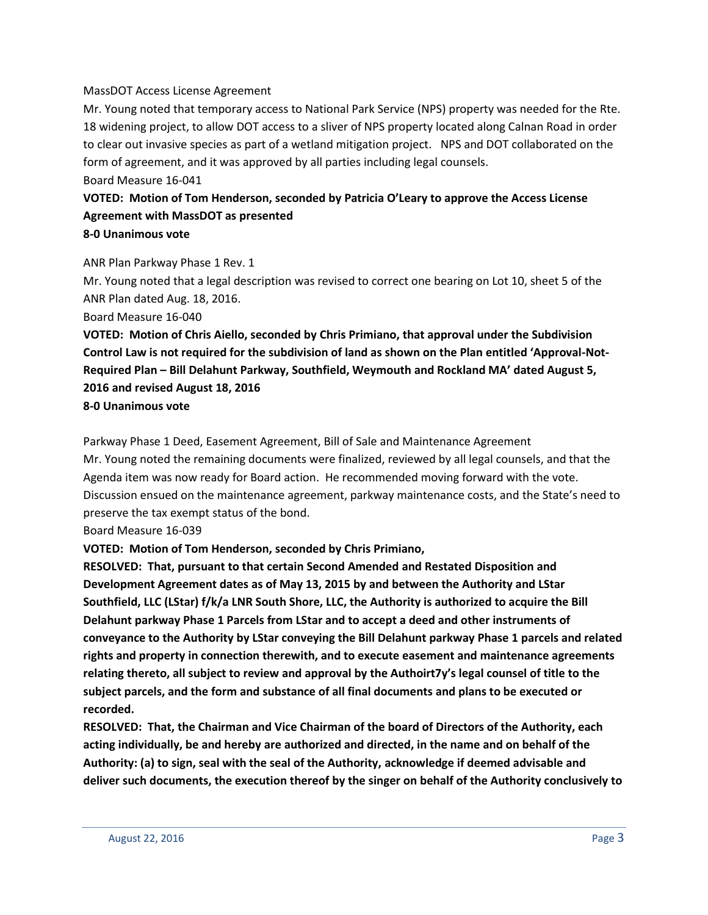MassDOT Access License Agreement

Mr. Young noted that temporary access to National Park Service (NPS) property was needed for the Rte. 18 widening project, to allow DOT access to a sliver of NPS property located along Calnan Road in order to clear out invasive species as part of a wetland mitigation project. NPS and DOT collaborated on the form of agreement, and it was approved by all parties including legal counsels.

Board Measure 16-041

**VOTED: Motion of Tom Henderson, seconded by Patricia O'Leary to approve the Access License Agreement with MassDOT as presented**

**8-0 Unanimous vote**

ANR Plan Parkway Phase 1 Rev. 1

Mr. Young noted that a legal description was revised to correct one bearing on Lot 10, sheet 5 of the ANR Plan dated Aug. 18, 2016.

Board Measure 16-040

**VOTED: Motion of Chris Aiello, seconded by Chris Primiano, that approval under the Subdivision Control Law is not required for the subdivision of land as shown on the Plan entitled 'Approval-Not-Required Plan – Bill Delahunt Parkway, Southfield, Weymouth and Rockland MA' dated August 5, 2016 and revised August 18, 2016**

**8-0 Unanimous vote**

Parkway Phase 1 Deed, Easement Agreement, Bill of Sale and Maintenance Agreement

Mr. Young noted the remaining documents were finalized, reviewed by all legal counsels, and that the Agenda item was now ready for Board action. He recommended moving forward with the vote. Discussion ensued on the maintenance agreement, parkway maintenance costs, and the State's need to preserve the tax exempt status of the bond.

Board Measure 16-039

**VOTED: Motion of Tom Henderson, seconded by Chris Primiano,**

**RESOLVED: That, pursuant to that certain Second Amended and Restated Disposition and Development Agreement dates as of May 13, 2015 by and between the Authority and LStar Southfield, LLC (LStar) f/k/a LNR South Shore, LLC, the Authority is authorized to acquire the Bill Delahunt parkway Phase 1 Parcels from LStar and to accept a deed and other instruments of conveyance to the Authority by LStar conveying the Bill Delahunt parkway Phase 1 parcels and related rights and property in connection therewith, and to execute easement and maintenance agreements relating thereto, all subject to review and approval by the Authoirt7y's legal counsel of title to the subject parcels, and the form and substance of all final documents and plans to be executed or recorded.**

**RESOLVED: That, the Chairman and Vice Chairman of the board of Directors of the Authority, each acting individually, be and hereby are authorized and directed, in the name and on behalf of the Authority: (a) to sign, seal with the seal of the Authority, acknowledge if deemed advisable and deliver such documents, the execution thereof by the singer on behalf of the Authority conclusively to**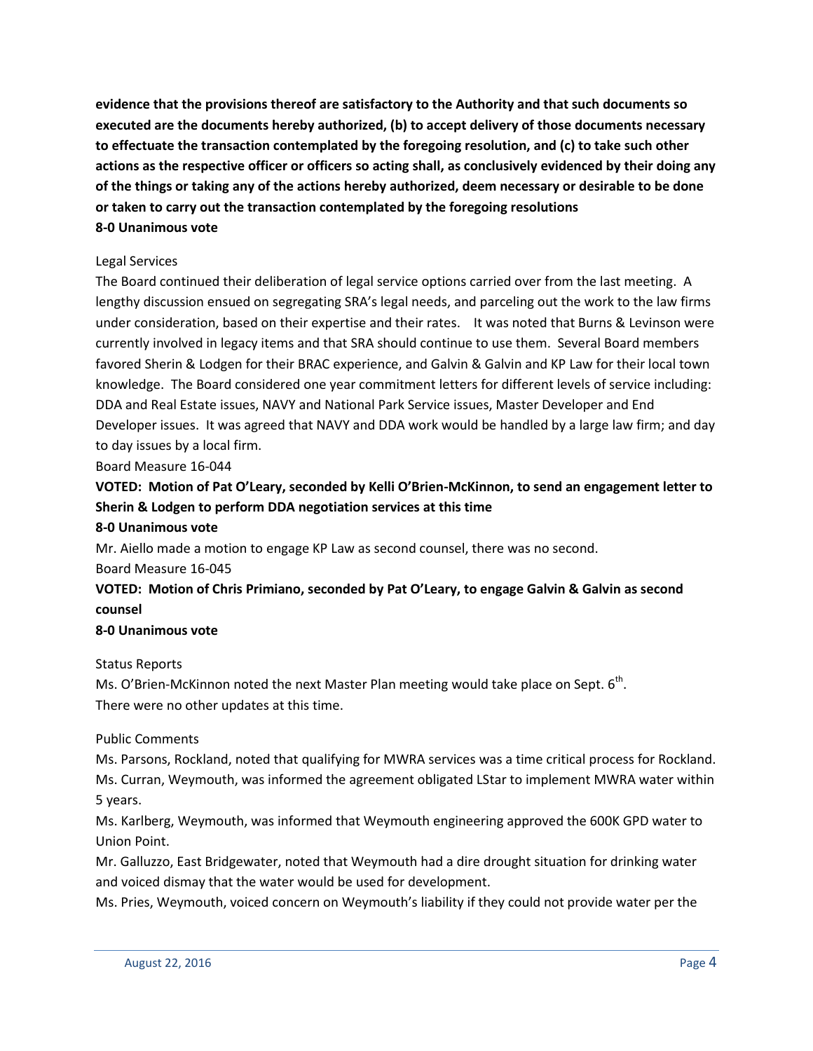**evidence that the provisions thereof are satisfactory to the Authority and that such documents so executed are the documents hereby authorized, (b) to accept delivery of those documents necessary to effectuate the transaction contemplated by the foregoing resolution, and (c) to take such other actions as the respective officer or officers so acting shall, as conclusively evidenced by their doing any of the things or taking any of the actions hereby authorized, deem necessary or desirable to be done or taken to carry out the transaction contemplated by the foregoing resolutions**
**8-0 Unanimous vote**

Legal Services

The Board continued their deliberation of legal service options carried over from the last meeting. A lengthy discussion ensued on segregating SRA's legal needs, and parceling out the work to the law firms under consideration, based on their expertise and their rates. It was noted that Burns & Levinson were currently involved in legacy items and that SRA should continue to use them. Several Board members favored Sherin & Lodgen for their BRAC experience, and Galvin & Galvin and KP Law for their local town knowledge. The Board considered one year commitment letters for different levels of service including: DDA and Real Estate issues, NAVY and National Park Service issues, Master Developer and End Developer issues. It was agreed that NAVY and DDA work would be handled by a large law firm; and day to day issues by a local firm.

Board Measure 16-044

**VOTED: Motion of Pat O'Leary, seconded by Kelli O'Brien-McKinnon, to send an engagement letter to Sherin & Lodgen to perform DDA negotiation services at this time**
**8-0 Unanimous vote**

Mr. Aiello made a motion to engage KP Law as second counsel, there was no second.

Board Measure 16-045

**VOTED: Motion of Chris Primiano, seconded by Pat O'Leary, to engage Galvin & Galvin as second counsel**
**8-0 Unanimous vote**

Status Reports

Ms. O'Brien-McKinnon noted the next Master Plan meeting would take place on Sept. 6th.
There were no other updates at this time.

Public Comments

Ms. Parsons, Rockland, noted that qualifying for MWRA services was a time critical process for Rockland.
Ms. Curran, Weymouth, was informed the agreement obligated LStar to implement MWRA water within 5 years.
Ms. Karlberg, Weymouth, was informed that Weymouth engineering approved the 600K GPD water to Union Point.
Mr. Galluzzo, East Bridgewater, noted that Weymouth had a dire drought situation for drinking water and voiced dismay that the water would be used for development.
Ms. Pries, Weymouth, voiced concern on Weymouth's liability if they could not provide water per the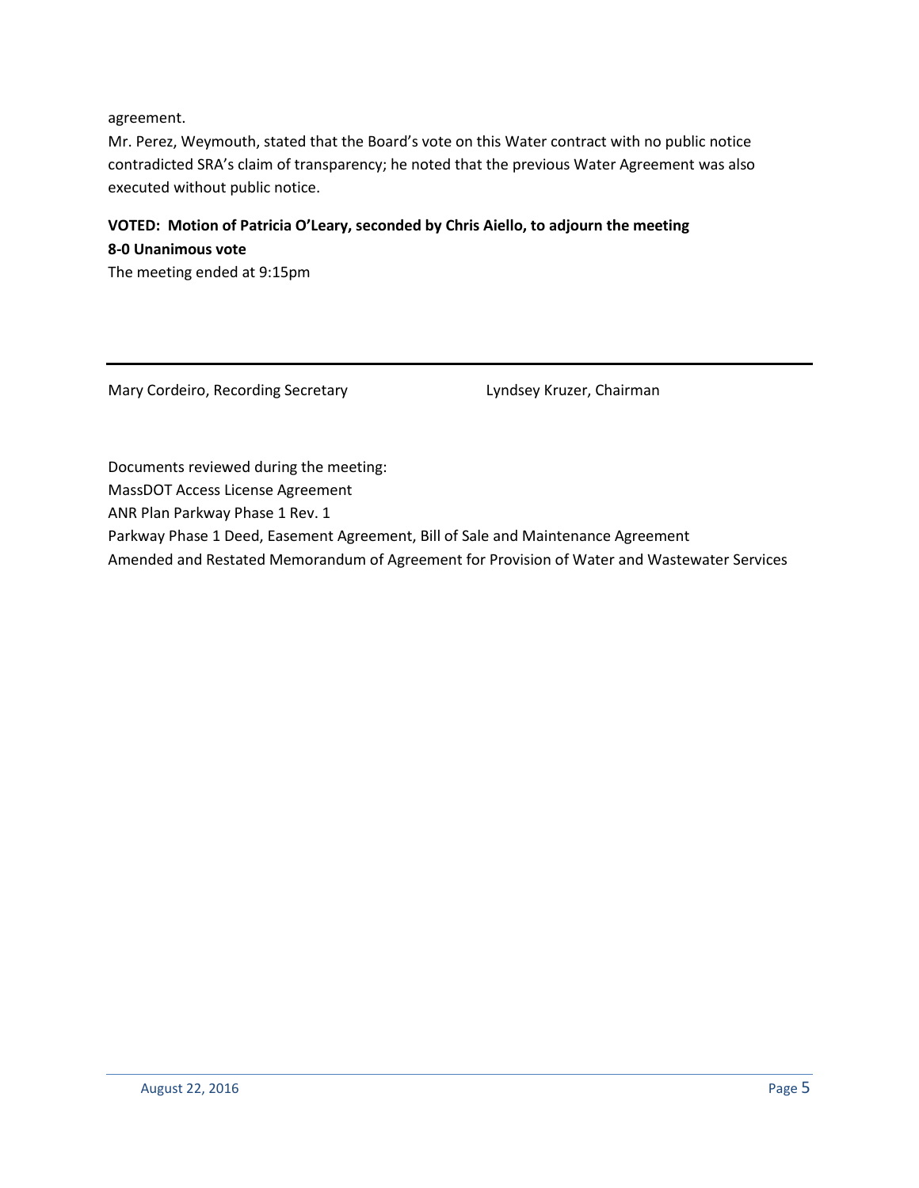agreement.

Mr. Perez, Weymouth, stated that the Board's vote on this Water contract with no public notice contradicted SRA's claim of transparency; he noted that the previous Water Agreement was also executed without public notice.

**VOTED: Motion of Patricia O'Leary, seconded by Chris Aiello, to adjourn the meeting**

**8-0 Unanimous vote**

The meeting ended at 9:15pm

---

Mary Cordeiro, Recording Secretary                    Lyndsey Kruzer, Chairman

Documents reviewed during the meeting:

MassDOT Access License Agreement

ANR Plan Parkway Phase 1 Rev. 1

Parkway Phase 1 Deed, Easement Agreement, Bill of Sale and Maintenance Agreement

Amended and Restated Memorandum of Agreement for Provision of Water and Wastewater Services